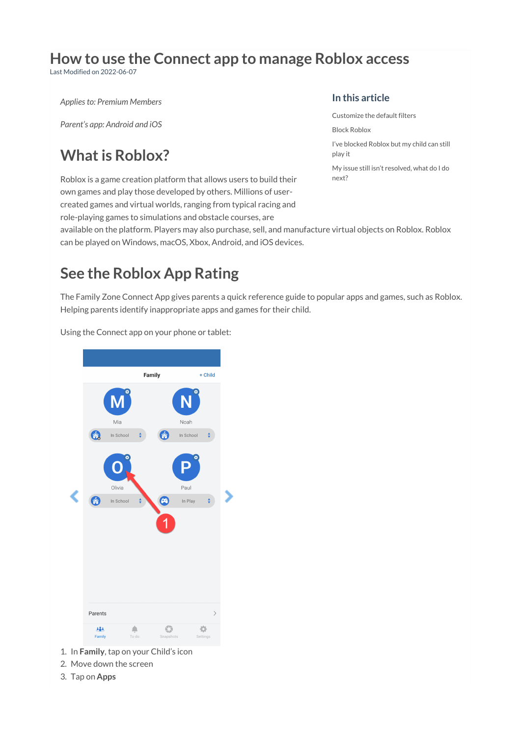# How to use the Connect app to manage Roblox access

Last Modified on 2022-06-07

*Applies to: Premium Members*

*Parent's app: Android and iOS*

## In this article

- Customize the default filters
- Block Roblox
- I've blocked Roblox but my child can still play it
- My issue still isn't resolved, what do I do next?

## What is Roblox?

Roblox is a game creation platform that allows users to build their own games and play those developed by others. Millions of user-created games and virtual worlds, ranging from typical racing and role-playing games to simulations and obstacle courses, are available on the platform. Players may also purchase, sell, and manufacture virtual objects on Roblox. Roblox can be played on Windows, macOS, Xbox, Android, and iOS devices.

## See the Roblox App Rating

The Family Zone Connect App gives parents a quick reference guide to popular apps and games, such as Roblox. Helping parents identify inappropriate apps and games for their child.

Using the Connect app on your phone or tablet:

1. In **Family**, tap on your Child's icon
2. Move down the screen
3. Tap on **Apps**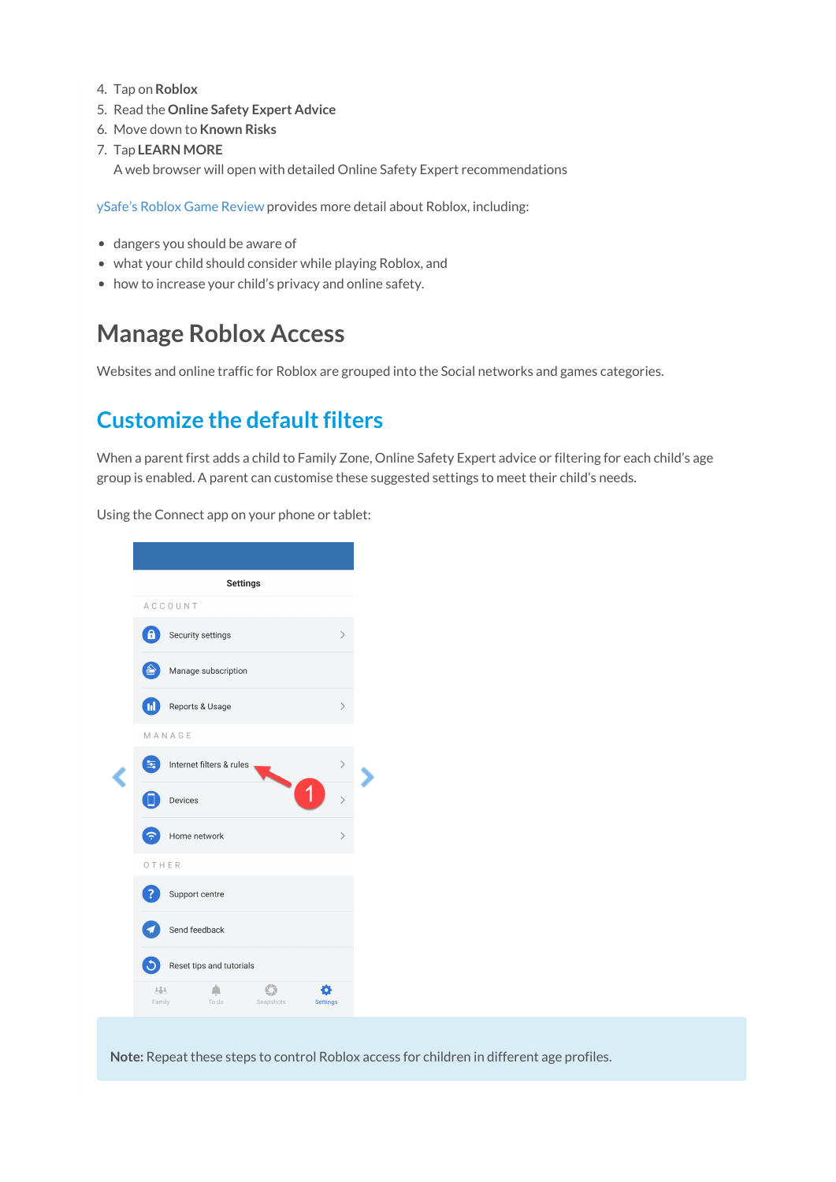4. Tap on **Roblox**
5. Read the **Online Safety Expert Advice**
6. Move down to **Known Risks**
7. Tap **LEARN MORE**
   A web browser will open with detailed Online Safety Expert recommendations

ySafe's Roblox Game Review provides more detail about Roblox, including:

- dangers you should be aware of
- what your child should consider while playing Roblox, and
- how to increase your child's privacy and online safety.

# Manage Roblox Access

Websites and online traffic for Roblox are grouped into the Social networks and games categories.

## Customize the default filters

When a parent first adds a child to Family Zone, Online Safety Expert advice or filtering for each child's age group is enabled. A parent can customise these suggested settings to meet their child's needs.

Using the Connect app on your phone or tablet:

**Note:** Repeat these steps to control Roblox access for children in different age profiles.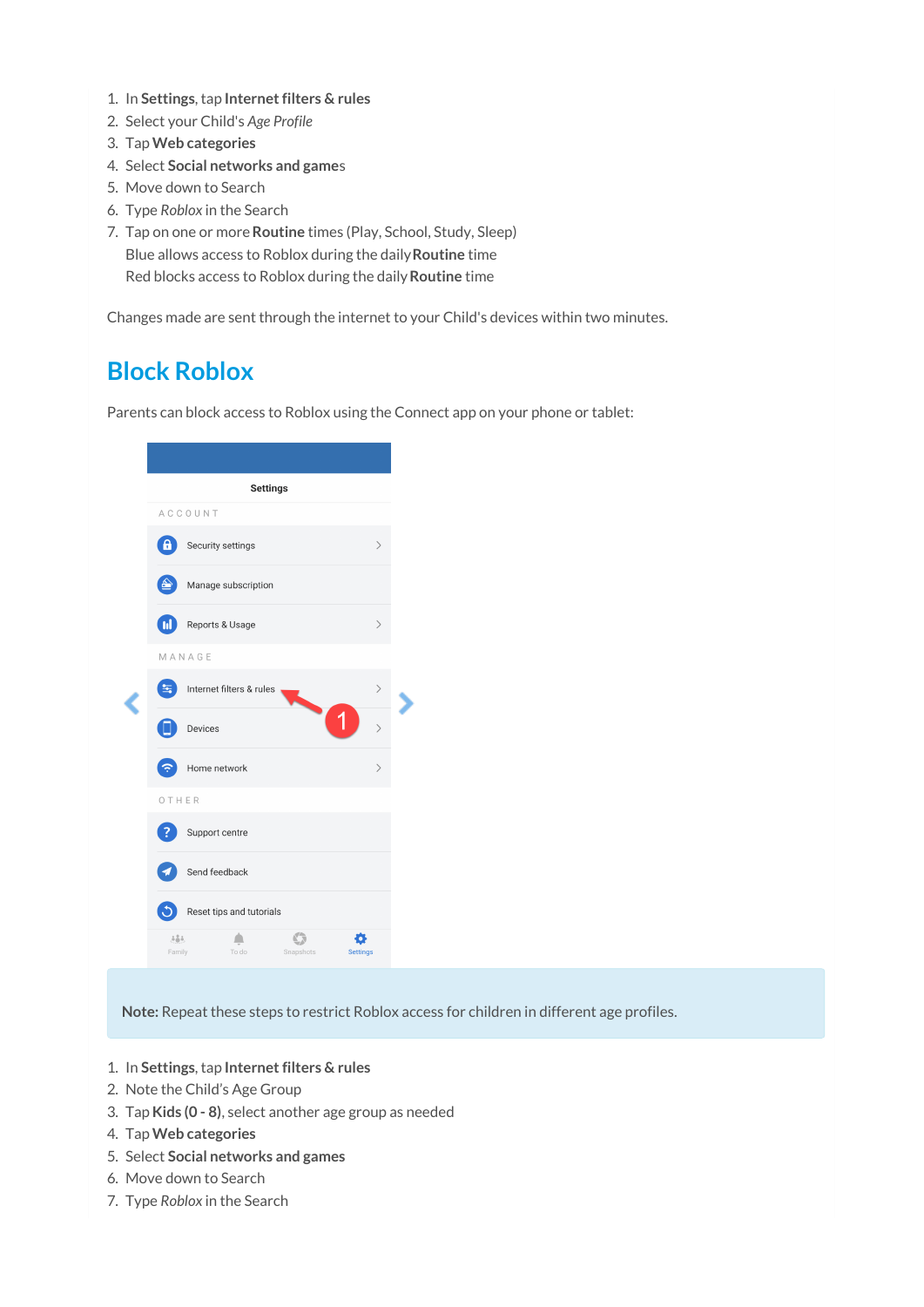1. In **Settings**, tap **Internet filters & rules**
2. Select your Child's *Age Profile*
3. Tap **Web categories**
4. Select **Social networks and games**
5. Move down to Search
6. Type *Roblox* in the Search
7. Tap on one or more **Routine** times (Play, School, Study, Sleep)
   Blue allows access to Roblox during the daily **Routine** time
   Red blocks access to Roblox during the daily **Routine** time

Changes made are sent through the internet to your Child's devices within two minutes.

## Block Roblox

Parents can block access to Roblox using the Connect app on your phone or tablet:

**Note:** Repeat these steps to restrict Roblox access for children in different age profiles.

1. In **Settings**, tap **Internet filters & rules**
2. Note the Child's Age Group
3. Tap **Kids (0 - 8)**, select another age group as needed
4. Tap **Web categories**
5. Select **Social networks and games**
6. Move down to Search
7. Type *Roblox* in the Search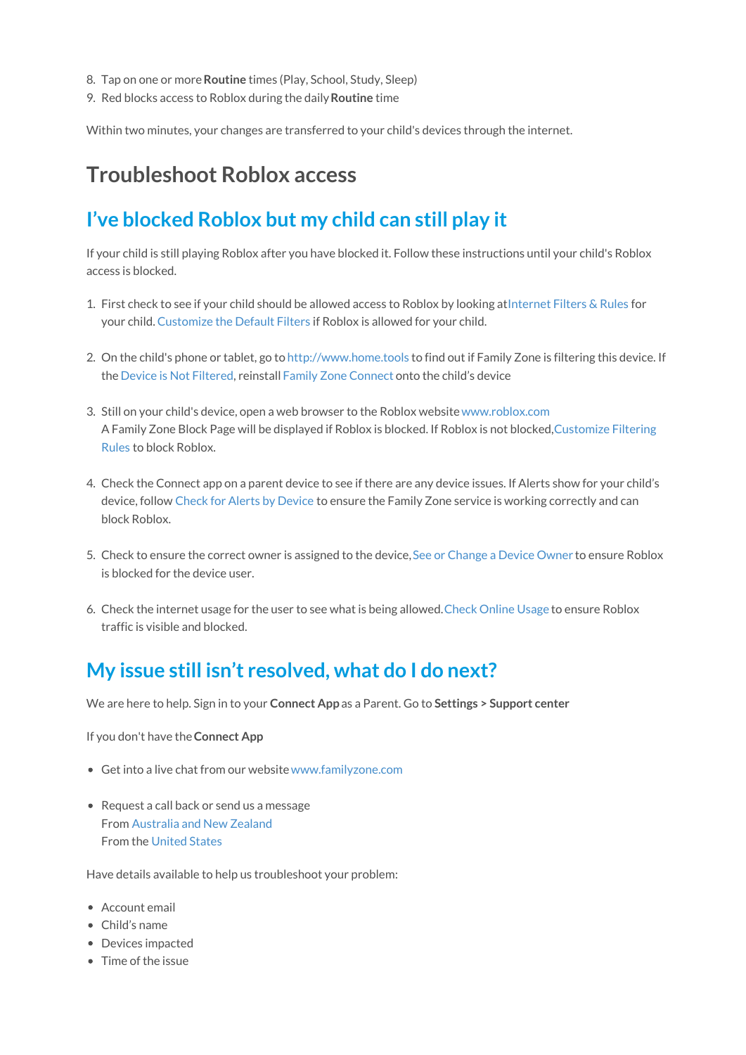8. Tap on one or more **Routine** times (Play, School, Study, Sleep)
9. Red blocks access to Roblox during the daily **Routine** time

Within two minutes, your changes are transferred to your child's devices through the internet.

# Troubleshoot Roblox access

## I've blocked Roblox but my child can still play it

If your child is still playing Roblox after you have blocked it. Follow these instructions until your child's Roblox access is blocked.

1. First check to see if your child should be allowed access to Roblox by looking at Internet Filters & Rules for your child. Customize the Default Filters if Roblox is allowed for your child.

2. On the child's phone or tablet, go to http://www.home.tools to find out if Family Zone is filtering this device. If the Device is Not Filtered, reinstall Family Zone Connect onto the child's device

3. Still on your child's device, open a web browser to the Roblox website www.roblox.com
   A Family Zone Block Page will be displayed if Roblox is blocked. If Roblox is not blocked, Customize Filtering Rules to block Roblox.

4. Check the Connect app on a parent device to see if there are any device issues. If Alerts show for your child's device, follow Check for Alerts by Device to ensure the Family Zone service is working correctly and can block Roblox.

5. Check to ensure the correct owner is assigned to the device, See or Change a Device Owner to ensure Roblox is blocked for the device user.

6. Check the internet usage for the user to see what is being allowed. Check Online Usage to ensure Roblox traffic is visible and blocked.

## My issue still isn't resolved, what do I do next?

We are here to help. Sign in to your **Connect App** as a Parent. Go to **Settings > Support center**

If you don't have the **Connect App**

- Get into a live chat from our website www.familyzone.com

- Request a call back or send us a message
  From Australia and New Zealand
  From the United States

Have details available to help us troubleshoot your problem:

- Account email
- Child's name
- Devices impacted
- Time of the issue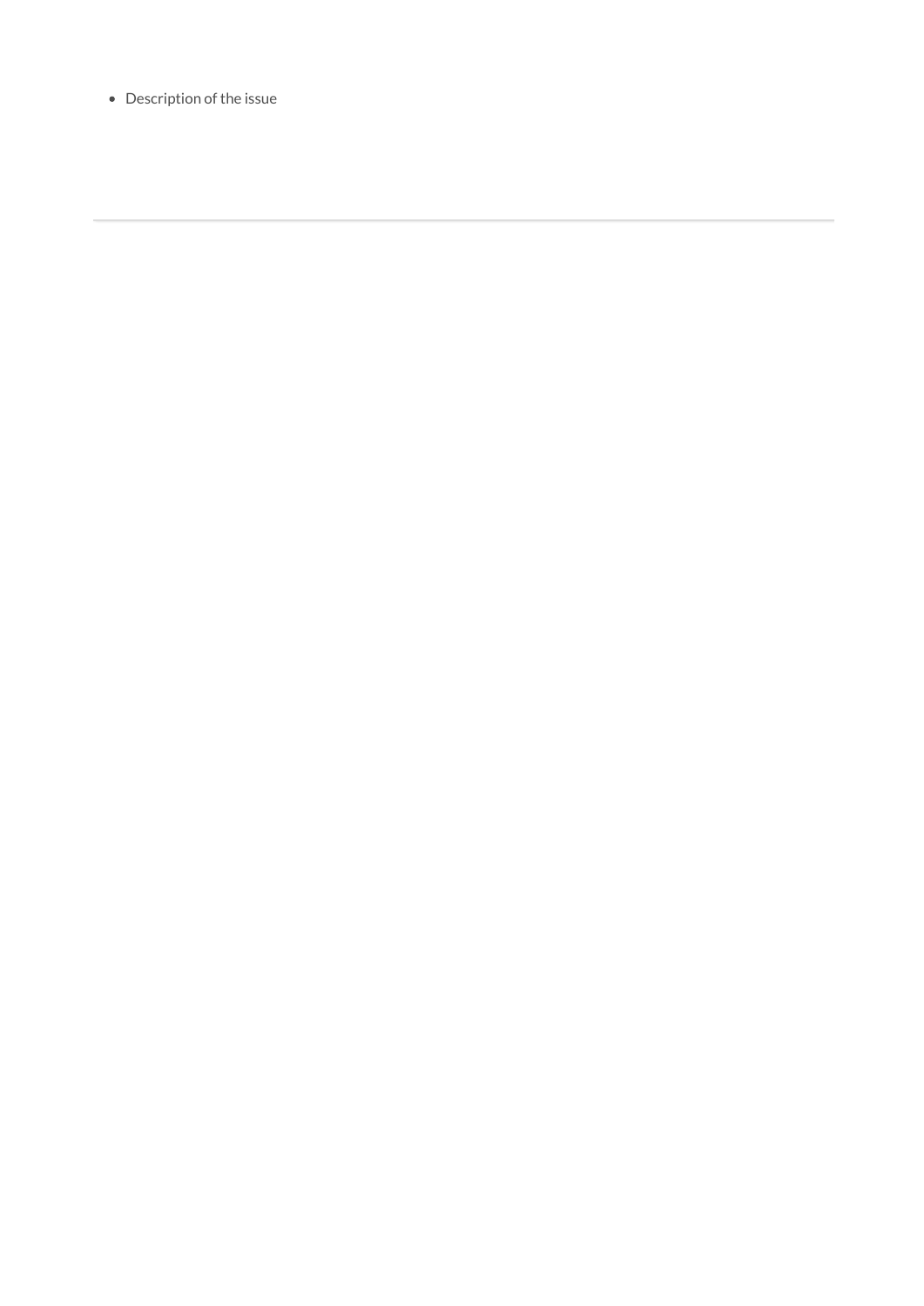- Description of the issue

---